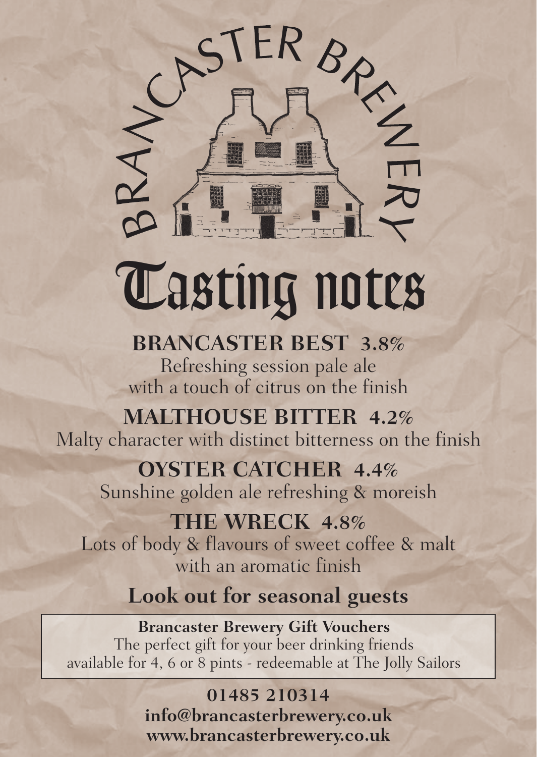BRANCASTER BREWERY

# Tasting notes

## BRANCASTER BEST 3.8%

Refreshing session pale ale
with a touch of citrus on the finish

## MALTHOUSE BITTER 4.2%

Malty character with distinct bitterness on the finish

## OYSTER CATCHER 4.4%

Sunshine golden ale refreshing & moreish

## THE WRECK 4.8%

Lots of body & flavours of sweet coffee & malt
with an aromatic finish

## Look out for seasonal guests

**Brancaster Brewery Gift Vouchers**
The perfect gift for your beer drinking friends
available for 4, 6 or 8 pints - redeemable at The Jolly Sailors

**01485 210314**
**info@brancasterbrewery.co.uk**
**www.brancasterbrewery.co.uk**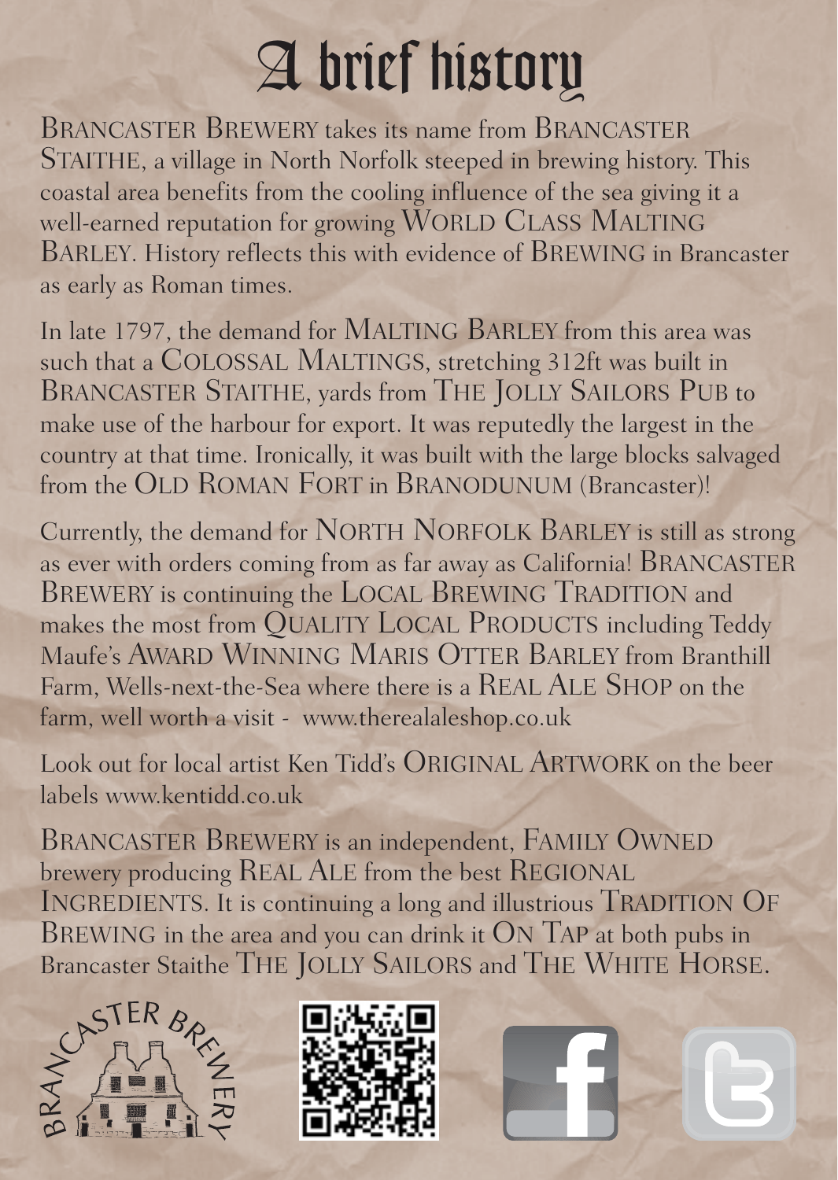# A brief history

BRANCASTER BREWERY takes its name from BRANCASTER STAITHE, a village in North Norfolk steeped in brewing history. This coastal area benefits from the cooling influence of the sea giving it a well-earned reputation for growing WORLD CLASS MALTING BARLEY. History reflects this with evidence of BREWING in Brancaster as early as Roman times.

In late 1797, the demand for MALTING BARLEY from this area was such that a COLOSSAL MALTINGS, stretching 312ft was built in BRANCASTER STAITHE, yards from THE JOLLY SAILORS PUB to make use of the harbour for export. It was reputedly the largest in the country at that time. Ironically, it was built with the large blocks salvaged from the OLD ROMAN FORT in BRANODUNUM (Brancaster)!

Currently, the demand for NORTH NORFOLK BARLEY is still as strong as ever with orders coming from as far away as California! BRANCASTER BREWERY is continuing the LOCAL BREWING TRADITION and makes the most from QUALITY LOCAL PRODUCTS including Teddy Maufe's AWARD WINNING MARIS OTTER BARLEY from Branthill Farm, Wells-next-the-Sea where there is a REAL ALE SHOP on the farm, well worth a visit - www.therealaleshop.co.uk

Look out for local artist Ken Tidd's ORIGINAL ARTWORK on the beer labels www.kentidd.co.uk

BRANCASTER BREWERY is an independent, FAMILY OWNED brewery producing REAL ALE from the best REGIONAL INGREDIENTS. It is continuing a long and illustrious TRADITION OF BREWING in the area and you can drink it ON TAP at both pubs in Brancaster Staithe THE JOLLY SAILORS and THE WHITE HORSE.

BRANCASTER BREWERY